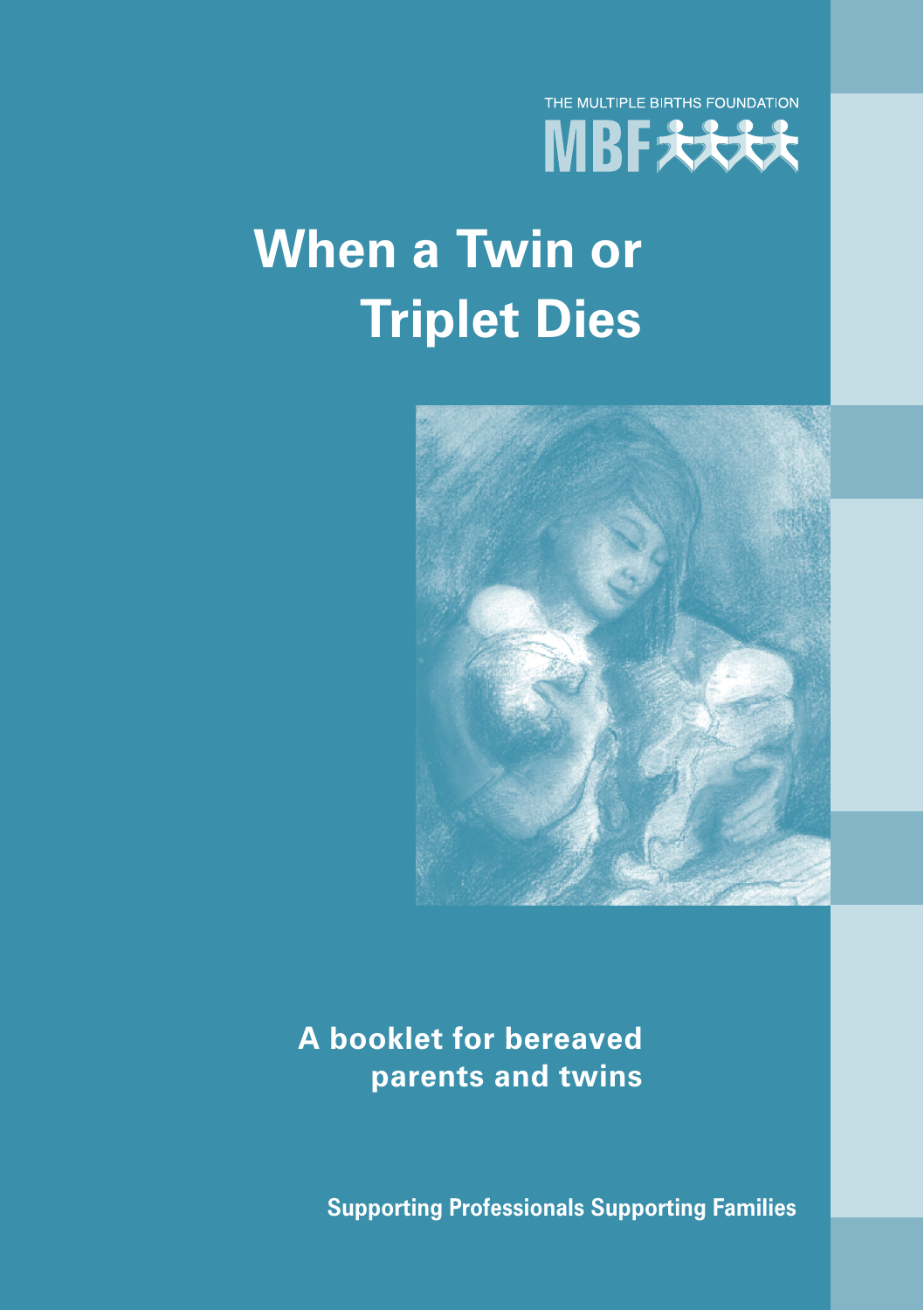THE MULTIPLE BIRTHS FOUNDATION

MBF

# When a Twin or Triplet Dies

## A booklet for bereaved parents and twins

Supporting Professionals Supporting Families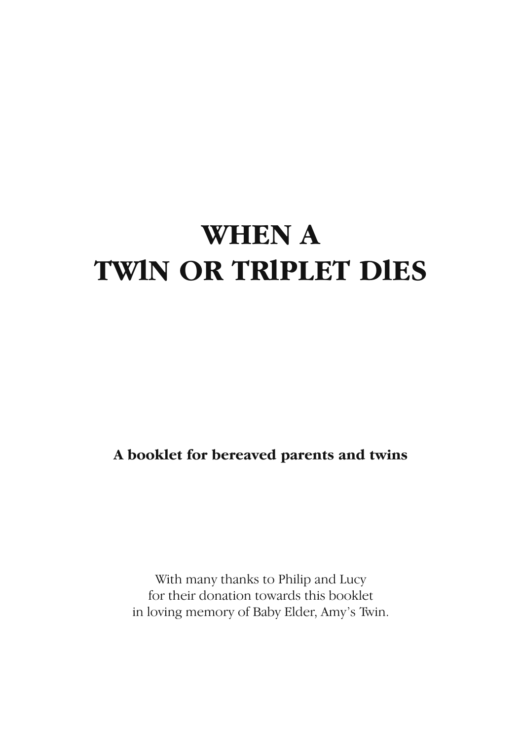# WHEN A TWIN OR TRIPLET DIES

**A booklet for bereaved parents and twins**

With many thanks to Philip and Lucy
for their donation towards this booklet
in loving memory of Baby Elder, Amy's Twin.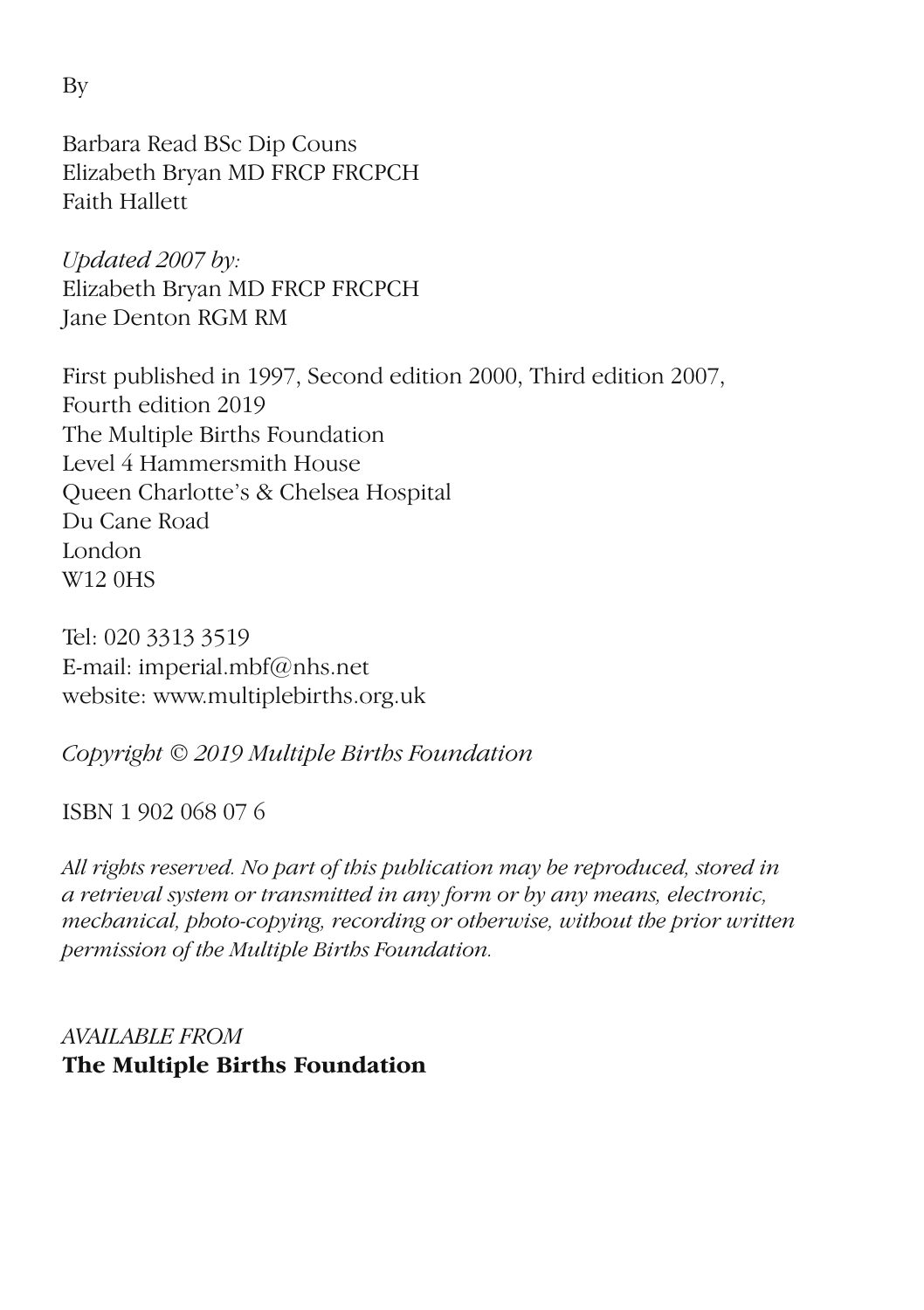By

Barbara Read BSc Dip Couns
Elizabeth Bryan MD FRCP FRCPCH
Faith Hallett

*Updated 2007 by:*
Elizabeth Bryan MD FRCP FRCPCH
Jane Denton RGM RM

First published in 1997, Second edition 2000, Third edition 2007,
Fourth edition 2019
The Multiple Births Foundation
Level 4 Hammersmith House
Queen Charlotte's & Chelsea Hospital
Du Cane Road
London
W12 0HS

Tel: 020 3313 3519
E-mail: imperial.mbf@nhs.net
website: www.multiplebirths.org.uk

*Copyright © 2019 Multiple Births Foundation*

ISBN 1 902 068 07 6

*All rights reserved. No part of this publication may be reproduced, stored in a retrieval system or transmitted in any form or by any means, electronic, mechanical, photo-copying, recording or otherwise, without the prior written permission of the Multiple Births Foundation.*

*AVAILABLE FROM*
**The Multiple Births Foundation**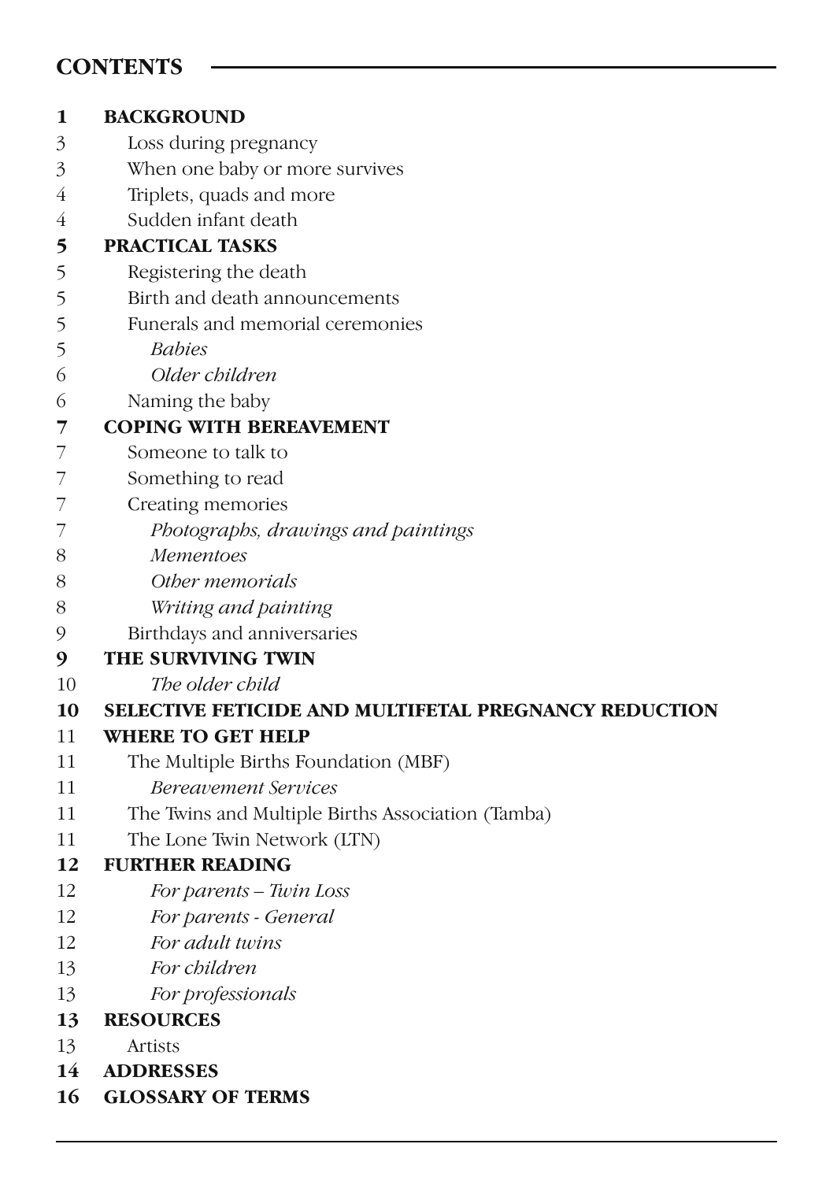## CONTENTS

**1 BACKGROUND**

3 Loss during pregnancy

3 When one baby or more survives

4 Triplets, quads and more

4 Sudden infant death

**5 PRACTICAL TASKS**

5 Registering the death

5 Birth and death announcements

5 Funerals and memorial ceremonies

5 *Babies*

6 *Older children*

6 Naming the baby

**7 COPING WITH BEREAVEMENT**

7 Someone to talk to

7 Something to read

7 Creating memories

7 *Photographs, drawings and paintings*

8 *Mementoes*

8 *Other memorials*

8 *Writing and painting*

9 Birthdays and anniversaries

**9 THE SURVIVING TWIN**

10 *The older child*

**10 SELECTIVE FETICIDE AND MULTIFETAL PREGNANCY REDUCTION**

**11 WHERE TO GET HELP**

11 The Multiple Births Foundation (MBF)

11 *Bereavement Services*

11 The Twins and Multiple Births Association (Tamba)

11 The Lone Twin Network (LTN)

**12 FURTHER READING**

12 *For parents – Twin Loss*

12 *For parents - General*

12 *For adult twins*

13 *For children*

13 *For professionals*

**13 RESOURCES**

13 Artists

**14 ADDRESSES**

**16 GLOSSARY OF TERMS**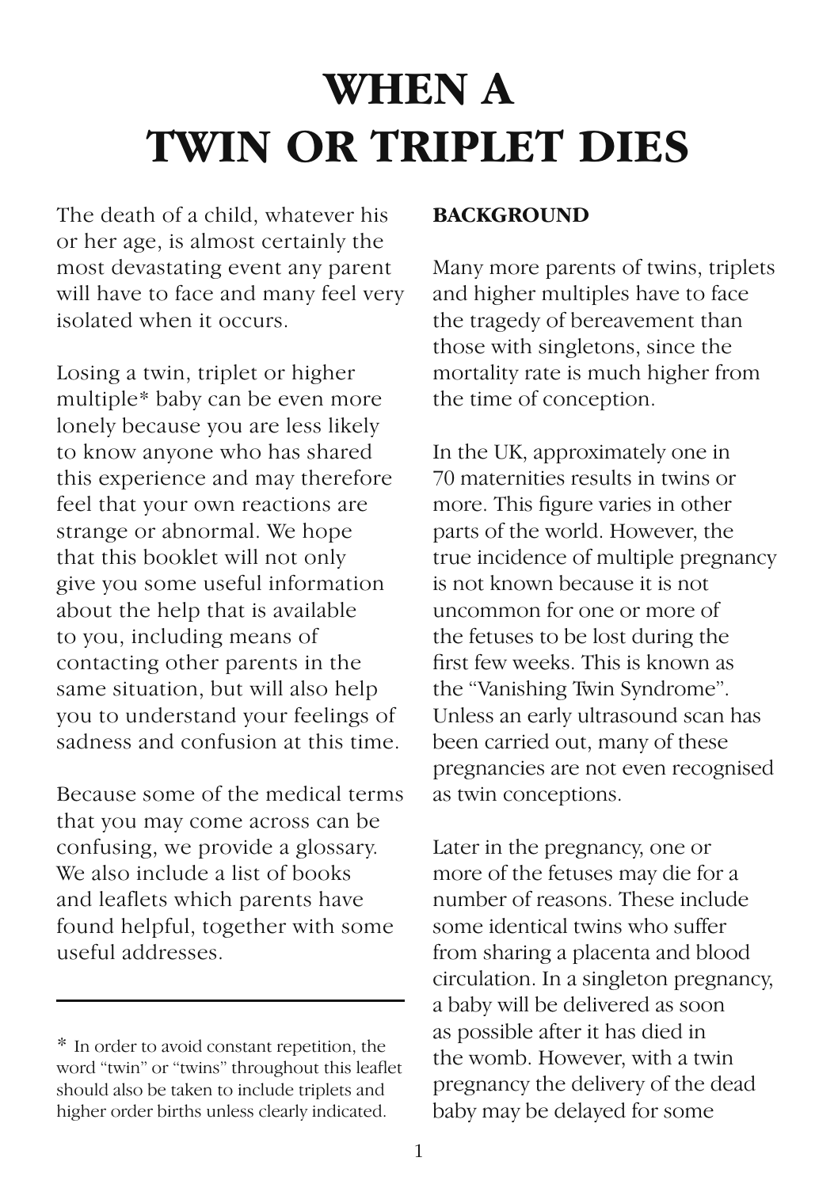# WHEN A TWIN OR TRIPLET DIES

The death of a child, whatever his or her age, is almost certainly the most devastating event any parent will have to face and many feel very isolated when it occurs.

Losing a twin, triplet or higher multiple* baby can be even more lonely because you are less likely to know anyone who has shared this experience and may therefore feel that your own reactions are strange or abnormal. We hope that this booklet will not only give you some useful information about the help that is available to you, including means of contacting other parents in the same situation, but will also help you to understand your feelings of sadness and confusion at this time.

Because some of the medical terms that you may come across can be confusing, we provide a glossary. We also include a list of books and leaflets which parents have found helpful, together with some useful addresses.

---

* In order to avoid constant repetition, the word "twin" or "twins" throughout this leaflet should also be taken to include triplets and higher order births unless clearly indicated.

**BACKGROUND**

Many more parents of twins, triplets and higher multiples have to face the tragedy of bereavement than those with singletons, since the mortality rate is much higher from the time of conception.

In the UK, approximately one in 70 maternities results in twins or more. This figure varies in other parts of the world. However, the true incidence of multiple pregnancy is not known because it is not uncommon for one or more of the fetuses to be lost during the first few weeks. This is known as the "Vanishing Twin Syndrome". Unless an early ultrasound scan has been carried out, many of these pregnancies are not even recognised as twin conceptions.

Later in the pregnancy, one or more of the fetuses may die for a number of reasons. These include some identical twins who suffer from sharing a placenta and blood circulation. In a singleton pregnancy, a baby will be delivered as soon as possible after it has died in the womb. However, with a twin pregnancy the delivery of the dead baby may be delayed for some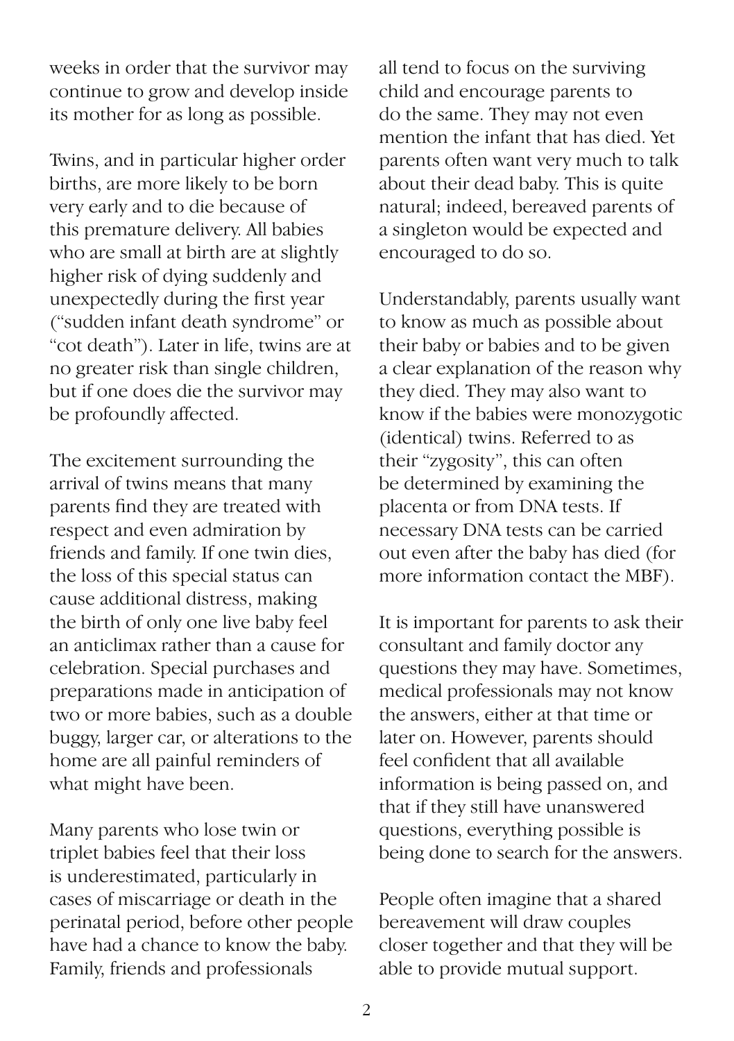weeks in order that the survivor may continue to grow and develop inside its mother for as long as possible.

Twins, and in particular higher order births, are more likely to be born very early and to die because of this premature delivery. All babies who are small at birth are at slightly higher risk of dying suddenly and unexpectedly during the first year ("sudden infant death syndrome" or "cot death"). Later in life, twins are at no greater risk than single children, but if one does die the survivor may be profoundly affected.

The excitement surrounding the arrival of twins means that many parents find they are treated with respect and even admiration by friends and family. If one twin dies, the loss of this special status can cause additional distress, making the birth of only one live baby feel an anticlimax rather than a cause for celebration. Special purchases and preparations made in anticipation of two or more babies, such as a double buggy, larger car, or alterations to the home are all painful reminders of what might have been.

Many parents who lose twin or triplet babies feel that their loss is underestimated, particularly in cases of miscarriage or death in the perinatal period, before other people have had a chance to know the baby. Family, friends and professionals all tend to focus on the surviving child and encourage parents to do the same. They may not even mention the infant that has died. Yet parents often want very much to talk about their dead baby. This is quite natural; indeed, bereaved parents of a singleton would be expected and encouraged to do so.

Understandably, parents usually want to know as much as possible about their baby or babies and to be given a clear explanation of the reason why they died. They may also want to know if the babies were monozygotic (identical) twins. Referred to as their "zygosity", this can often be determined by examining the placenta or from DNA tests. If necessary DNA tests can be carried out even after the baby has died (for more information contact the MBF).

It is important for parents to ask their consultant and family doctor any questions they may have. Sometimes, medical professionals may not know the answers, either at that time or later on. However, parents should feel confident that all available information is being passed on, and that if they still have unanswered questions, everything possible is being done to search for the answers.

People often imagine that a shared bereavement will draw couples closer together and that they will be able to provide mutual support.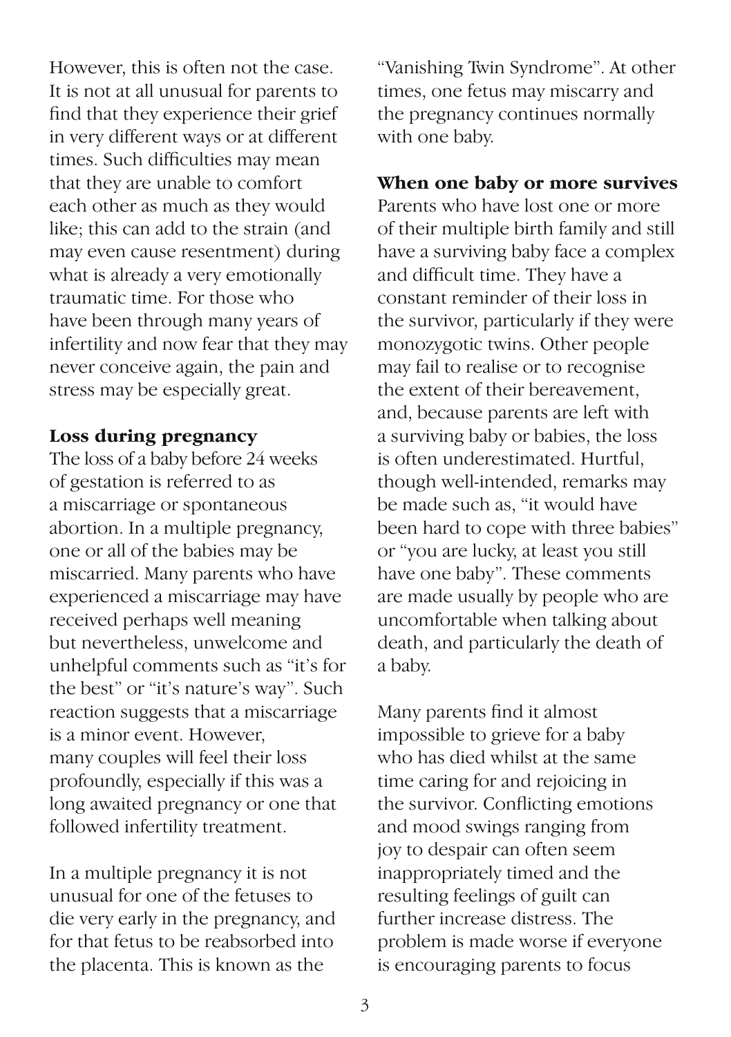However, this is often not the case. It is not at all unusual for parents to find that they experience their grief in very different ways or at different times. Such difficulties may mean that they are unable to comfort each other as much as they would like; this can add to the strain (and may even cause resentment) during what is already a very emotionally traumatic time. For those who have been through many years of infertility and now fear that they may never conceive again, the pain and stress may be especially great.

**Loss during pregnancy**

The loss of a baby before 24 weeks of gestation is referred to as a miscarriage or spontaneous abortion. In a multiple pregnancy, one or all of the babies may be miscarried. Many parents who have experienced a miscarriage may have received perhaps well meaning but nevertheless, unwelcome and unhelpful comments such as "it's for the best" or "it's nature's way". Such reaction suggests that a miscarriage is a minor event. However, many couples will feel their loss profoundly, especially if this was a long awaited pregnancy or one that followed infertility treatment.

In a multiple pregnancy it is not unusual for one of the fetuses to die very early in the pregnancy, and for that fetus to be reabsorbed into the placenta. This is known as the "Vanishing Twin Syndrome". At other times, one fetus may miscarry and the pregnancy continues normally with one baby.

**When one baby or more survives**

Parents who have lost one or more of their multiple birth family and still have a surviving baby face a complex and difficult time. They have a constant reminder of their loss in the survivor, particularly if they were monozygotic twins. Other people may fail to realise or to recognise the extent of their bereavement, and, because parents are left with a surviving baby or babies, the loss is often underestimated. Hurtful, though well-intended, remarks may be made such as, "it would have been hard to cope with three babies" or "you are lucky, at least you still have one baby". These comments are made usually by people who are uncomfortable when talking about death, and particularly the death of a baby.

Many parents find it almost impossible to grieve for a baby who has died whilst at the same time caring for and rejoicing in the survivor. Conflicting emotions and mood swings ranging from joy to despair can often seem inappropriately timed and the resulting feelings of guilt can further increase distress. The problem is made worse if everyone is encouraging parents to focus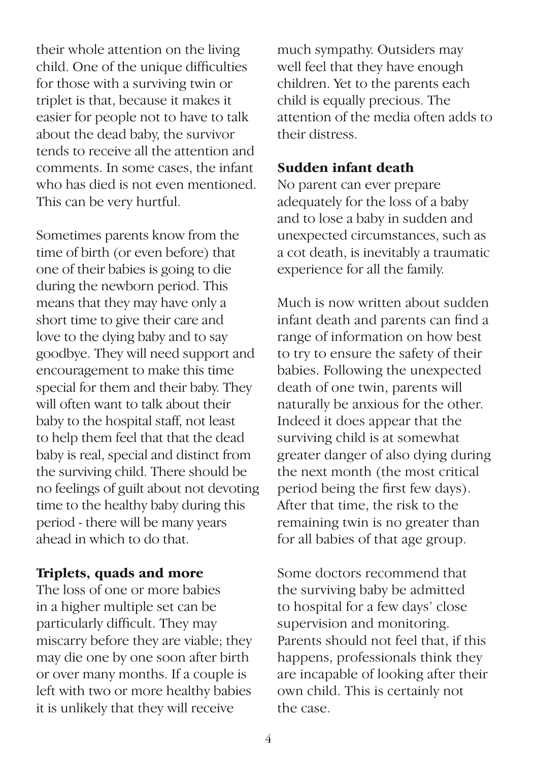their whole attention on the living child. One of the unique difficulties for those with a surviving twin or triplet is that, because it makes it easier for people not to have to talk about the dead baby, the survivor tends to receive all the attention and comments. In some cases, the infant who has died is not even mentioned. This can be very hurtful.

Sometimes parents know from the time of birth (or even before) that one of their babies is going to die during the newborn period. This means that they may have only a short time to give their care and love to the dying baby and to say goodbye. They will need support and encouragement to make this time special for them and their baby. They will often want to talk about their baby to the hospital staff, not least to help them feel that that the dead baby is real, special and distinct from the surviving child. There should be no feelings of guilt about not devoting time to the healthy baby during this period - there will be many years ahead in which to do that.

**Triplets, quads and more**

The loss of one or more babies in a higher multiple set can be particularly difficult. They may miscarry before they are viable; they may die one by one soon after birth or over many months. If a couple is left with two or more healthy babies it is unlikely that they will receive much sympathy. Outsiders may well feel that they have enough children. Yet to the parents each child is equally precious. The attention of the media often adds to their distress.

**Sudden infant death**

No parent can ever prepare adequately for the loss of a baby and to lose a baby in sudden and unexpected circumstances, such as a cot death, is inevitably a traumatic experience for all the family.

Much is now written about sudden infant death and parents can find a range of information on how best to try to ensure the safety of their babies. Following the unexpected death of one twin, parents will naturally be anxious for the other. Indeed it does appear that the surviving child is at somewhat greater danger of also dying during the next month (the most critical period being the first few days). After that time, the risk to the remaining twin is no greater than for all babies of that age group.

Some doctors recommend that the surviving baby be admitted to hospital for a few days' close supervision and monitoring. Parents should not feel that, if this happens, professionals think they are incapable of looking after their own child. This is certainly not the case.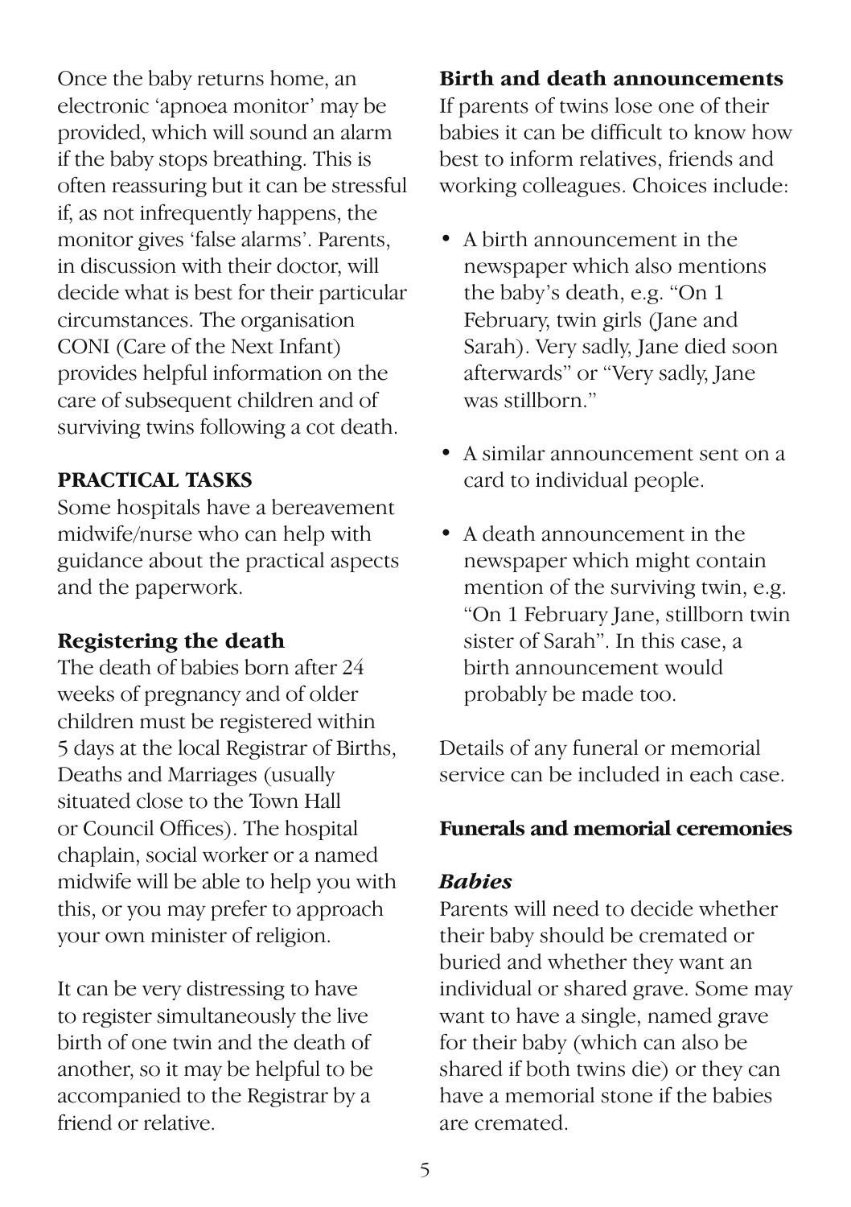Once the baby returns home, an electronic 'apnoea monitor' may be provided, which will sound an alarm if the baby stops breathing. This is often reassuring but it can be stressful if, as not infrequently happens, the monitor gives 'false alarms'. Parents, in discussion with their doctor, will decide what is best for their particular circumstances. The organisation CONI (Care of the Next Infant) provides helpful information on the care of subsequent children and of surviving twins following a cot death.

## PRACTICAL TASKS

Some hospitals have a bereavement midwife/nurse who can help with guidance about the practical aspects and the paperwork.

### Registering the death

The death of babies born after 24 weeks of pregnancy and of older children must be registered within 5 days at the local Registrar of Births, Deaths and Marriages (usually situated close to the Town Hall or Council Offices). The hospital chaplain, social worker or a named midwife will be able to help you with this, or you may prefer to approach your own minister of religion.

It can be very distressing to have to register simultaneously the live birth of one twin and the death of another, so it may be helpful to be accompanied to the Registrar by a friend or relative.

### Birth and death announcements

If parents of twins lose one of their babies it can be difficult to know how best to inform relatives, friends and working colleagues. Choices include:

- A birth announcement in the newspaper which also mentions the baby's death, e.g. "On 1 February, twin girls (Jane and Sarah). Very sadly, Jane died soon afterwards" or "Very sadly, Jane was stillborn."
- A similar announcement sent on a card to individual people.
- A death announcement in the newspaper which might contain mention of the surviving twin, e.g. "On 1 February Jane, stillborn twin sister of Sarah". In this case, a birth announcement would probably be made too.

Details of any funeral or memorial service can be included in each case.

### Funerals and memorial ceremonies

#### *Babies*

Parents will need to decide whether their baby should be cremated or buried and whether they want an individual or shared grave. Some may want to have a single, named grave for their baby (which can also be shared if both twins die) or they can have a memorial stone if the babies are cremated.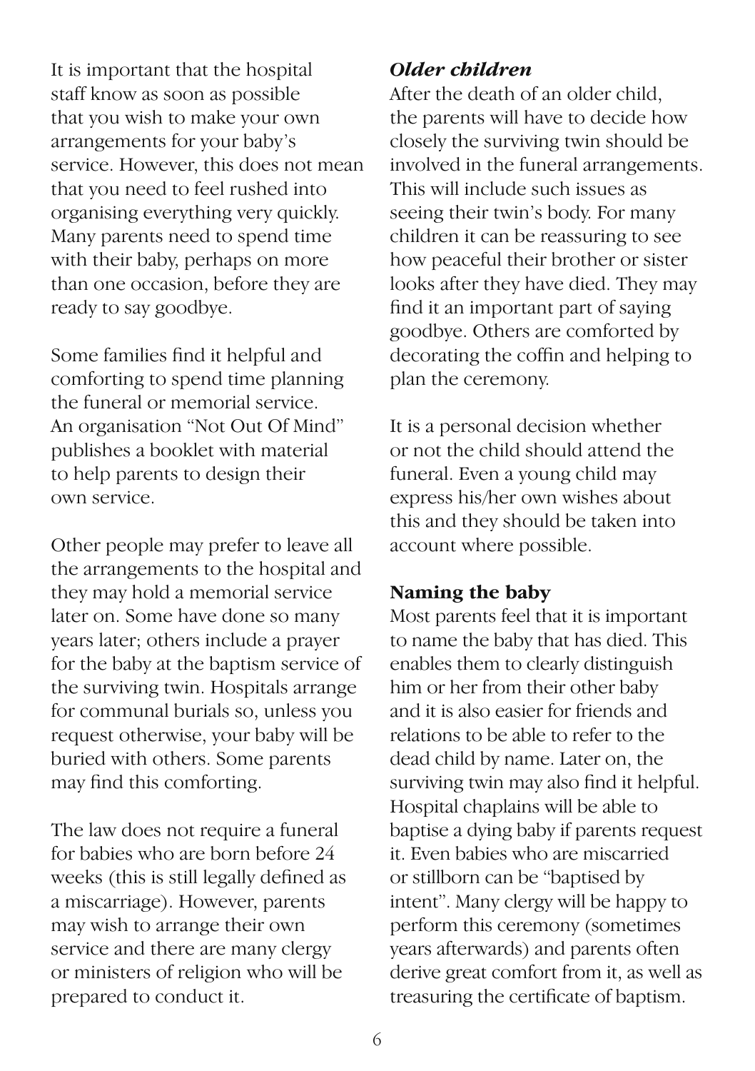It is important that the hospital staff know as soon as possible that you wish to make your own arrangements for your baby's service. However, this does not mean that you need to feel rushed into organising everything very quickly. Many parents need to spend time with their baby, perhaps on more than one occasion, before they are ready to say goodbye.

Some families find it helpful and comforting to spend time planning the funeral or memorial service. An organisation "Not Out Of Mind" publishes a booklet with material to help parents to design their own service.

Other people may prefer to leave all the arrangements to the hospital and they may hold a memorial service later on. Some have done so many years later; others include a prayer for the baby at the baptism service of the surviving twin. Hospitals arrange for communal burials so, unless you request otherwise, your baby will be buried with others. Some parents may find this comforting.

The law does not require a funeral for babies who are born before 24 weeks (this is still legally defined as a miscarriage). However, parents may wish to arrange their own service and there are many clergy or ministers of religion who will be prepared to conduct it.

### *Older children*

After the death of an older child, the parents will have to decide how closely the surviving twin should be involved in the funeral arrangements. This will include such issues as seeing their twin's body. For many children it can be reassuring to see how peaceful their brother or sister looks after they have died. They may find it an important part of saying goodbye. Others are comforted by decorating the coffin and helping to plan the ceremony.

It is a personal decision whether or not the child should attend the funeral. Even a young child may express his/her own wishes about this and they should be taken into account where possible.

### **Naming the baby**

Most parents feel that it is important to name the baby that has died. This enables them to clearly distinguish him or her from their other baby and it is also easier for friends and relations to be able to refer to the dead child by name. Later on, the surviving twin may also find it helpful. Hospital chaplains will be able to baptise a dying baby if parents request it. Even babies who are miscarried or stillborn can be "baptised by intent". Many clergy will be happy to perform this ceremony (sometimes years afterwards) and parents often derive great comfort from it, as well as treasuring the certificate of baptism.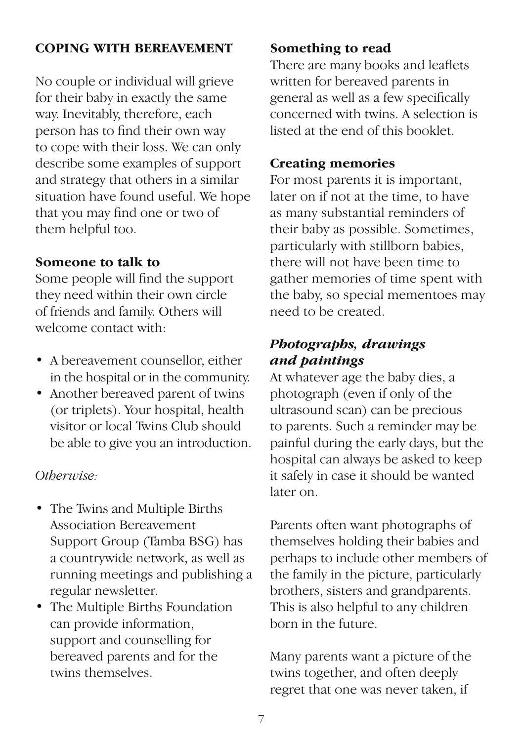## COPING WITH BEREAVEMENT

No couple or individual will grieve for their baby in exactly the same way. Inevitably, therefore, each person has to find their own way to cope with their loss. We can only describe some examples of support and strategy that others in a similar situation have found useful. We hope that you may find one or two of them helpful too.

### Someone to talk to

Some people will find the support they need within their own circle of friends and family. Others will welcome contact with:

- A bereavement counsellor, either in the hospital or in the community.
- Another bereaved parent of twins (or triplets). Your hospital, health visitor or local Twins Club should be able to give you an introduction.

*Otherwise:*

- The Twins and Multiple Births Association Bereavement Support Group (Tamba BSG) has a countrywide network, as well as running meetings and publishing a regular newsletter.
- The Multiple Births Foundation can provide information, support and counselling for bereaved parents and for the twins themselves.

### Something to read

There are many books and leaflets written for bereaved parents in general as well as a few specifically concerned with twins. A selection is listed at the end of this booklet.

### Creating memories

For most parents it is important, later on if not at the time, to have as many substantial reminders of their baby as possible. Sometimes, particularly with stillborn babies, there will not have been time to gather memories of time spent with the baby, so special mementoes may need to be created.

#### *Photographs, drawings and paintings*

At whatever age the baby dies, a photograph (even if only of the ultrasound scan) can be precious to parents. Such a reminder may be painful during the early days, but the hospital can always be asked to keep it safely in case it should be wanted later on.

Parents often want photographs of themselves holding their babies and perhaps to include other members of the family in the picture, particularly brothers, sisters and grandparents. This is also helpful to any children born in the future.

Many parents want a picture of the twins together, and often deeply regret that one was never taken, if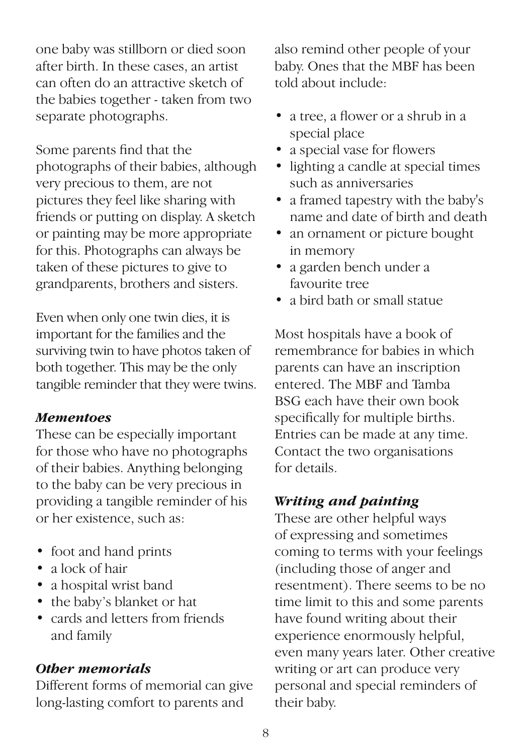one baby was stillborn or died soon after birth. In these cases, an artist can often do an attractive sketch of the babies together - taken from two separate photographs.

Some parents find that the photographs of their babies, although very precious to them, are not pictures they feel like sharing with friends or putting on display. A sketch or painting may be more appropriate for this. Photographs can always be taken of these pictures to give to grandparents, brothers and sisters.

Even when only one twin dies, it is important for the families and the surviving twin to have photos taken of both together. This may be the only tangible reminder that they were twins.

### *Mementoes*

These can be especially important for those who have no photographs of their babies. Anything belonging to the baby can be very precious in providing a tangible reminder of his or her existence, such as:

- foot and hand prints
- a lock of hair
- a hospital wrist band
- the baby's blanket or hat
- cards and letters from friends and family

### *Other memorials*

Different forms of memorial can give long-lasting comfort to parents and also remind other people of your baby. Ones that the MBF has been told about include:

- a tree, a flower or a shrub in a special place
- a special vase for flowers
- lighting a candle at special times such as anniversaries
- a framed tapestry with the baby's name and date of birth and death
- an ornament or picture bought in memory
- a garden bench under a favourite tree
- a bird bath or small statue

Most hospitals have a book of remembrance for babies in which parents can have an inscription entered. The MBF and Tamba BSG each have their own book specifically for multiple births. Entries can be made at any time. Contact the two organisations for details.

### *Writing and painting*

These are other helpful ways of expressing and sometimes coming to terms with your feelings (including those of anger and resentment). There seems to be no time limit to this and some parents have found writing about their experience enormously helpful, even many years later. Other creative writing or art can produce very personal and special reminders of their baby.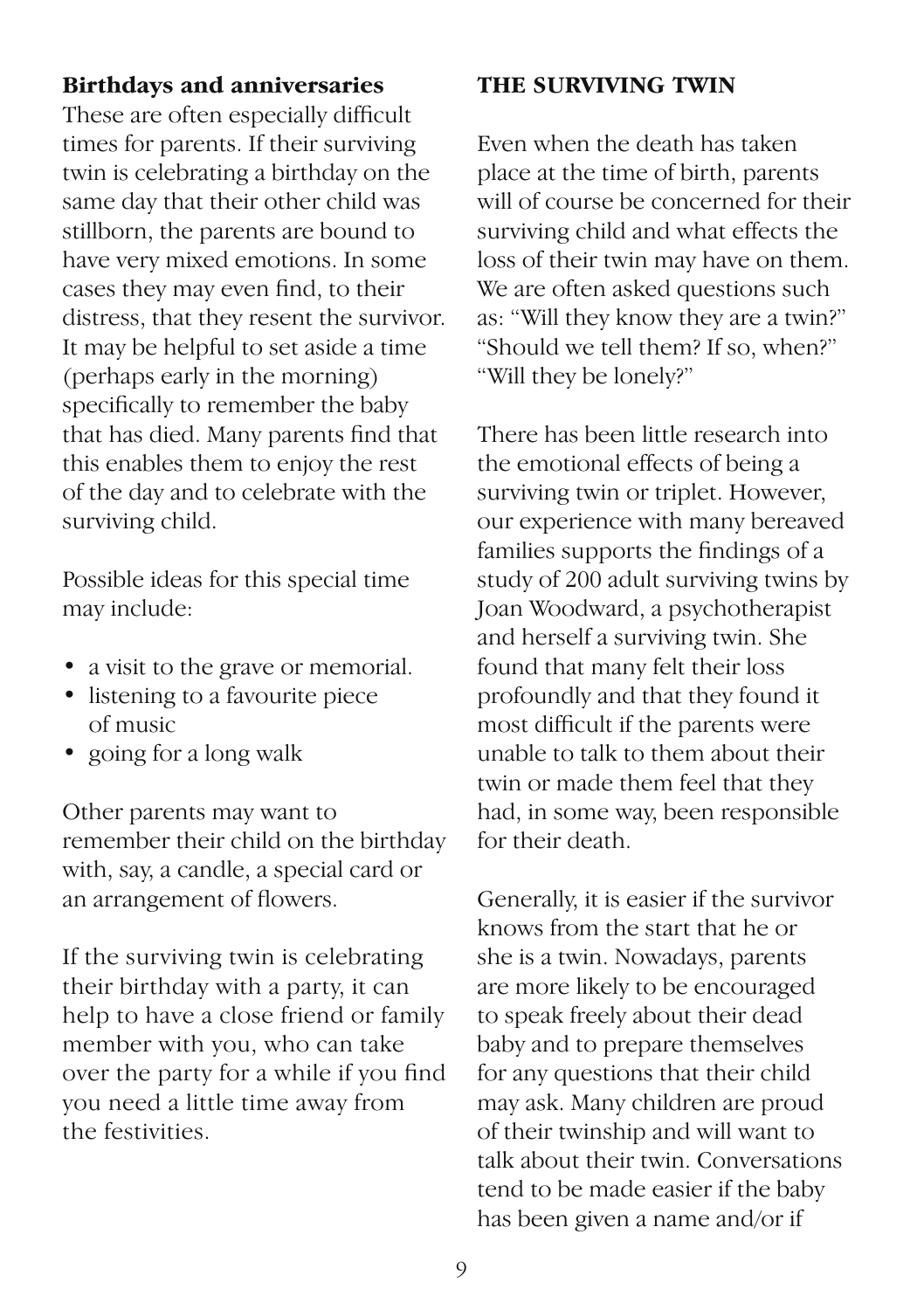### Birthdays and anniversaries

These are often especially difficult times for parents. If their surviving twin is celebrating a birthday on the same day that their other child was stillborn, the parents are bound to have very mixed emotions. In some cases they may even find, to their distress, that they resent the survivor. It may be helpful to set aside a time (perhaps early in the morning) specifically to remember the baby that has died. Many parents find that this enables them to enjoy the rest of the day and to celebrate with the surviving child.

Possible ideas for this special time may include:

- a visit to the grave or memorial.
- listening to a favourite piece of music
- going for a long walk

Other parents may want to remember their child on the birthday with, say, a candle, a special card or an arrangement of flowers.

If the surviving twin is celebrating their birthday with a party, it can help to have a close friend or family member with you, who can take over the party for a while if you find you need a little time away from the festivities.

## THE SURVIVING TWIN

Even when the death has taken place at the time of birth, parents will of course be concerned for their surviving child and what effects the loss of their twin may have on them. We are often asked questions such as: "Will they know they are a twin?" "Should we tell them? If so, when?" "Will they be lonely?"

There has been little research into the emotional effects of being a surviving twin or triplet. However, our experience with many bereaved families supports the findings of a study of 200 adult surviving twins by Joan Woodward, a psychotherapist and herself a surviving twin. She found that many felt their loss profoundly and that they found it most difficult if the parents were unable to talk to them about their twin or made them feel that they had, in some way, been responsible for their death.

Generally, it is easier if the survivor knows from the start that he or she is a twin. Nowadays, parents are more likely to be encouraged to speak freely about their dead baby and to prepare themselves for any questions that their child may ask. Many children are proud of their twinship and will want to talk about their twin. Conversations tend to be made easier if the baby has been given a name and/or if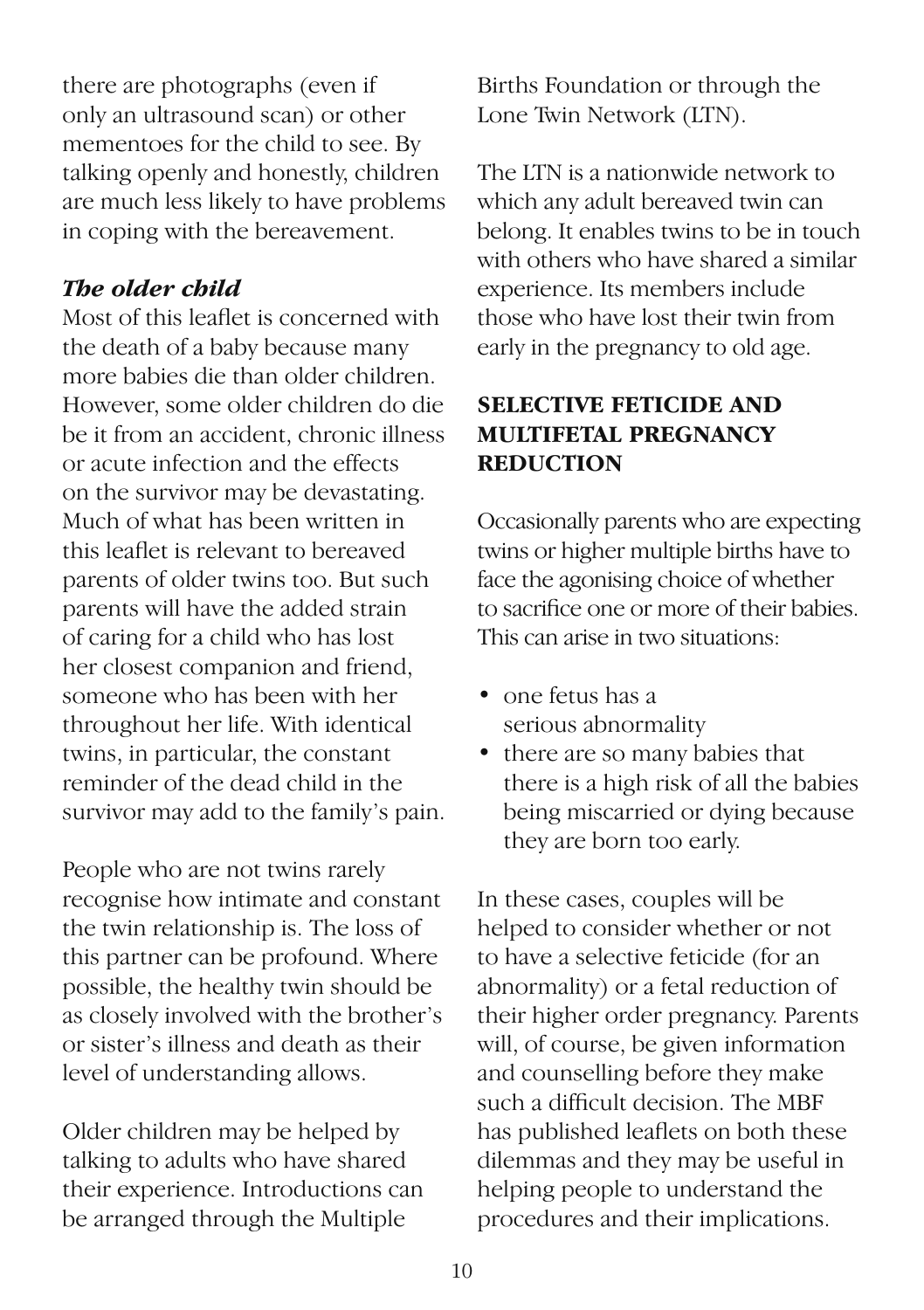there are photographs (even if only an ultrasound scan) or other mementoes for the child to see. By talking openly and honestly, children are much less likely to have problems in coping with the bereavement.

### *The older child*

Most of this leaflet is concerned with the death of a baby because many more babies die than older children. However, some older children do die be it from an accident, chronic illness or acute infection and the effects on the survivor may be devastating. Much of what has been written in this leaflet is relevant to bereaved parents of older twins too. But such parents will have the added strain of caring for a child who has lost her closest companion and friend, someone who has been with her throughout her life. With identical twins, in particular, the constant reminder of the dead child in the survivor may add to the family's pain.

People who are not twins rarely recognise how intimate and constant the twin relationship is. The loss of this partner can be profound. Where possible, the healthy twin should be as closely involved with the brother's or sister's illness and death as their level of understanding allows.

Older children may be helped by talking to adults who have shared their experience. Introductions can be arranged through the Multiple Births Foundation or through the Lone Twin Network (LTN).

The LTN is a nationwide network to which any adult bereaved twin can belong. It enables twins to be in touch with others who have shared a similar experience. Its members include those who have lost their twin from early in the pregnancy to old age.

## SELECTIVE FETICIDE AND MULTIFETAL PREGNANCY REDUCTION

Occasionally parents who are expecting twins or higher multiple births have to face the agonising choice of whether to sacrifice one or more of their babies. This can arise in two situations:

- one fetus has a serious abnormality
- there are so many babies that there is a high risk of all the babies being miscarried or dying because they are born too early.

In these cases, couples will be helped to consider whether or not to have a selective feticide (for an abnormality) or a fetal reduction of their higher order pregnancy. Parents will, of course, be given information and counselling before they make such a difficult decision. The MBF has published leaflets on both these dilemmas and they may be useful in helping people to understand the procedures and their implications.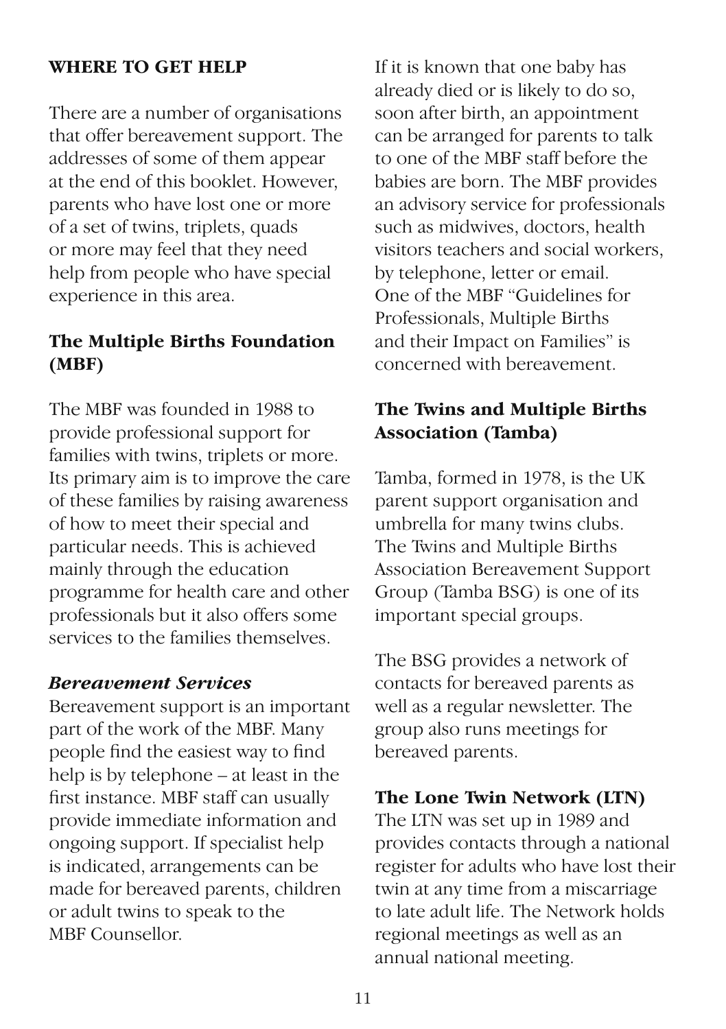## WHERE TO GET HELP

There are a number of organisations that offer bereavement support. The addresses of some of them appear at the end of this booklet. However, parents who have lost one or more of a set of twins, triplets, quads or more may feel that they need help from people who have special experience in this area.

### The Multiple Births Foundation (MBF)

The MBF was founded in 1988 to provide professional support for families with twins, triplets or more. Its primary aim is to improve the care of these families by raising awareness of how to meet their special and particular needs. This is achieved mainly through the education programme for health care and other professionals but it also offers some services to the families themselves.

#### *Bereavement Services*

Bereavement support is an important part of the work of the MBF. Many people find the easiest way to find help is by telephone – at least in the first instance. MBF staff can usually provide immediate information and ongoing support. If specialist help is indicated, arrangements can be made for bereaved parents, children or adult twins to speak to the MBF Counsellor.

If it is known that one baby has already died or is likely to do so, soon after birth, an appointment can be arranged for parents to talk to one of the MBF staff before the babies are born. The MBF provides an advisory service for professionals such as midwives, doctors, health visitors teachers and social workers, by telephone, letter or email. One of the MBF "Guidelines for Professionals, Multiple Births and their Impact on Families" is concerned with bereavement.

### The Twins and Multiple Births Association (Tamba)

Tamba, formed in 1978, is the UK parent support organisation and umbrella for many twins clubs. The Twins and Multiple Births Association Bereavement Support Group (Tamba BSG) is one of its important special groups.

The BSG provides a network of contacts for bereaved parents as well as a regular newsletter. The group also runs meetings for bereaved parents.

### The Lone Twin Network (LTN)

The LTN was set up in 1989 and provides contacts through a national register for adults who have lost their twin at any time from a miscarriage to late adult life. The Network holds regional meetings as well as an annual national meeting.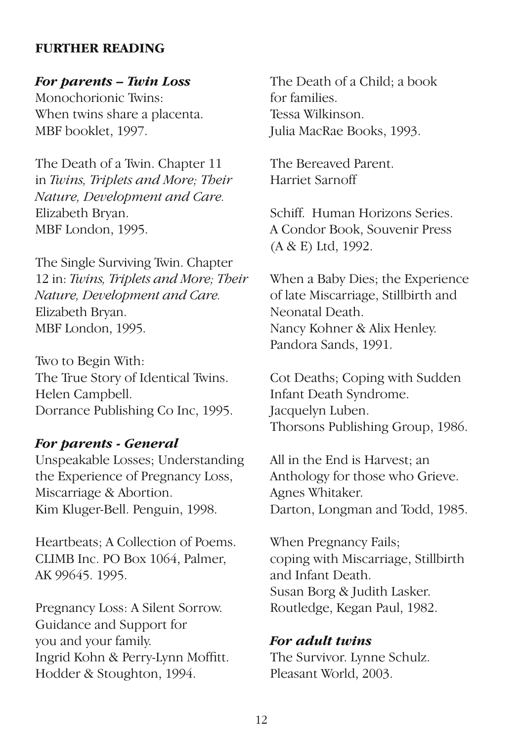**FURTHER READING**

***For parents – Twin Loss***

Monochorionic Twins:
When twins share a placenta.
MBF booklet, 1997.

The Death of a Twin. Chapter 11 in *Twins, Triplets and More; Their Nature, Development and Care.*
Elizabeth Bryan.
MBF London, 1995.

The Single Surviving Twin. Chapter 12 in: *Twins, Triplets and More; Their Nature, Development and Care.*
Elizabeth Bryan.
MBF London, 1995.

Two to Begin With:
The True Story of Identical Twins.
Helen Campbell.
Dorrance Publishing Co Inc, 1995.

***For parents - General***

Unspeakable Losses; Understanding the Experience of Pregnancy Loss, Miscarriage & Abortion.
Kim Kluger-Bell. Penguin, 1998.

Heartbeats; A Collection of Poems.
CLIMB Inc. PO Box 1064, Palmer, AK 99645. 1995.

Pregnancy Loss: A Silent Sorrow. Guidance and Support for you and your family.
Ingrid Kohn & Perry-Lynn Moffitt.
Hodder & Stoughton, 1994.

The Death of a Child; a book for families.
Tessa Wilkinson.
Julia MacRae Books, 1993.

The Bereaved Parent.
Harriet Sarnoff

Schiff. Human Horizons Series.
A Condor Book, Souvenir Press (A & E) Ltd, 1992.

When a Baby Dies; the Experience of late Miscarriage, Stillbirth and Neonatal Death.
Nancy Kohner & Alix Henley.
Pandora Sands, 1991.

Cot Deaths; Coping with Sudden Infant Death Syndrome.
Jacquelyn Luben.
Thorsons Publishing Group, 1986.

All in the End is Harvest; an Anthology for those who Grieve.
Agnes Whitaker.
Darton, Longman and Todd, 1985.

When Pregnancy Fails; coping with Miscarriage, Stillbirth and Infant Death.
Susan Borg & Judith Lasker.
Routledge, Kegan Paul, 1982.

***For adult twins***

The Survivor. Lynne Schulz.
Pleasant World, 2003.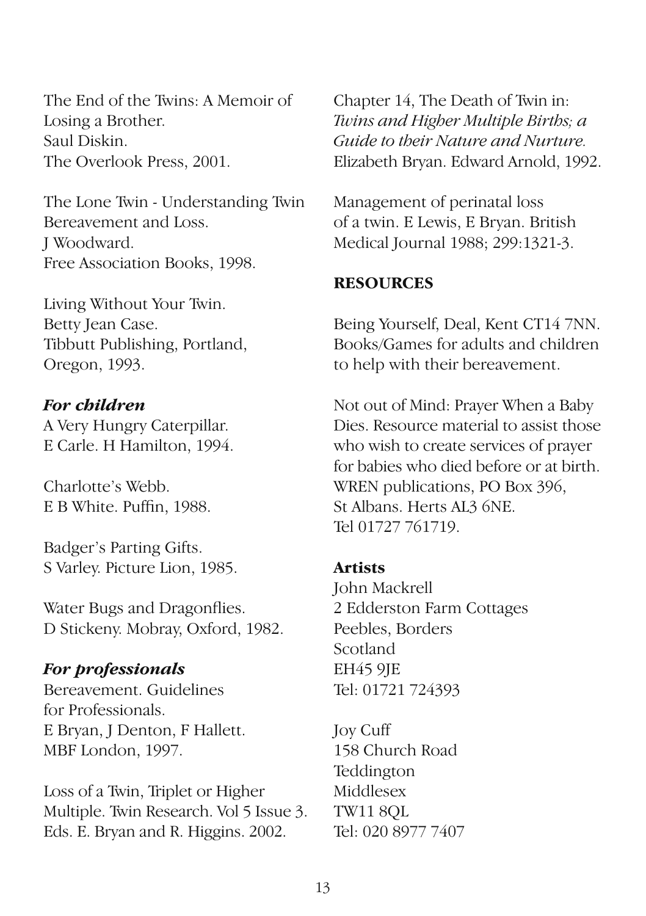The End of the Twins: A Memoir of Losing a Brother.
Saul Diskin.
The Overlook Press, 2001.

The Lone Twin - Understanding Twin Bereavement and Loss.
J Woodward.
Free Association Books, 1998.

Living Without Your Twin.
Betty Jean Case.
Tibbutt Publishing, Portland, Oregon, 1993.

***For children***

A Very Hungry Caterpillar.
E Carle. H Hamilton, 1994.

Charlotte's Webb.
E B White. Puffin, 1988.

Badger's Parting Gifts.
S Varley. Picture Lion, 1985.

Water Bugs and Dragonflies.
D Stickeny. Mobray, Oxford, 1982.

***For professionals***

Bereavement. Guidelines for Professionals.
E Bryan, J Denton, F Hallett.
MBF London, 1997.

Loss of a Twin, Triplet or Higher Multiple. Twin Research. Vol 5 Issue 3.
Eds. E. Bryan and R. Higgins. 2002.

Chapter 14, The Death of Twin in: *Twins and Higher Multiple Births; a Guide to their Nature and Nurture.*
Elizabeth Bryan. Edward Arnold, 1992.

Management of perinatal loss of a twin. E Lewis, E Bryan. British Medical Journal 1988; 299:1321-3.

**RESOURCES**

Being Yourself, Deal, Kent CT14 7NN.
Books/Games for adults and children to help with their bereavement.

Not out of Mind: Prayer When a Baby Dies. Resource material to assist those who wish to create services of prayer for babies who died before or at birth.
WREN publications, PO Box 396, St Albans. Herts AL3 6NE.
Tel 01727 761719.

**Artists**

John Mackrell
2 Edderston Farm Cottages
Peebles, Borders
Scotland
EH45 9JE
Tel: 01721 724393

Joy Cuff
158 Church Road
Teddington
Middlesex
TW11 8QL
Tel: 020 8977 7407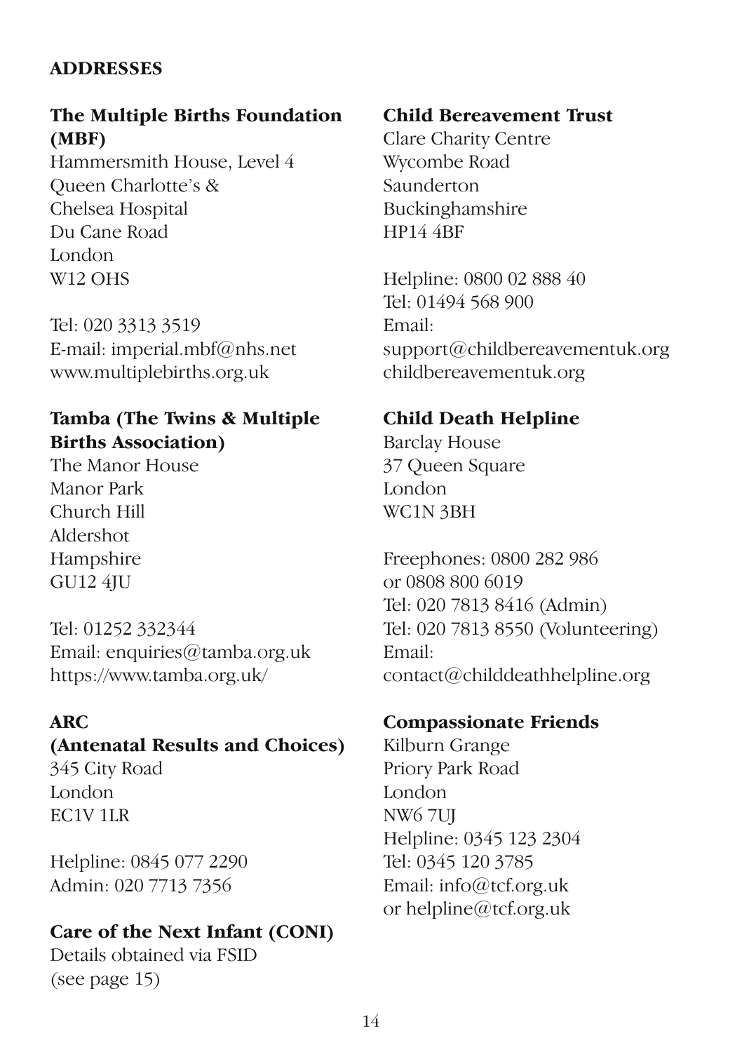## ADDRESSES

### The Multiple Births Foundation (MBF)

Hammersmith House, Level 4
Queen Charlotte's &
Chelsea Hospital
Du Cane Road
London
W12 OHS

Tel: 020 3313 3519
E-mail: imperial.mbf@nhs.net
www.multiplebirths.org.uk

### Tamba (The Twins & Multiple Births Association)

The Manor House
Manor Park
Church Hill
Aldershot
Hampshire
GU12 4JU

Tel: 01252 332344
Email: enquiries@tamba.org.uk
https://www.tamba.org.uk/

### ARC (Antenatal Results and Choices)

345 City Road
London
EC1V 1LR

Helpline: 0845 077 2290
Admin: 020 7713 7356

### Care of the Next Infant (CONI)

Details obtained via FSID
(see page 15)

### Child Bereavement Trust

Clare Charity Centre
Wycombe Road
Saunderton
Buckinghamshire
HP14 4BF

Helpline: 0800 02 888 40
Tel: 01494 568 900
Email:
support@childbereavementuk.org
childbereavementuk.org

### Child Death Helpline

Barclay House
37 Queen Square
London
WC1N 3BH

Freephones: 0800 282 986
or 0808 800 6019
Tel: 020 7813 8416 (Admin)
Tel: 020 7813 8550 (Volunteering)
Email:
contact@childdeathhelpline.org

### Compassionate Friends

Kilburn Grange
Priory Park Road
London
NW6 7UJ
Helpline: 0345 123 2304
Tel: 0345 120 3785
Email: info@tcf.org.uk
or helpline@tcf.org.uk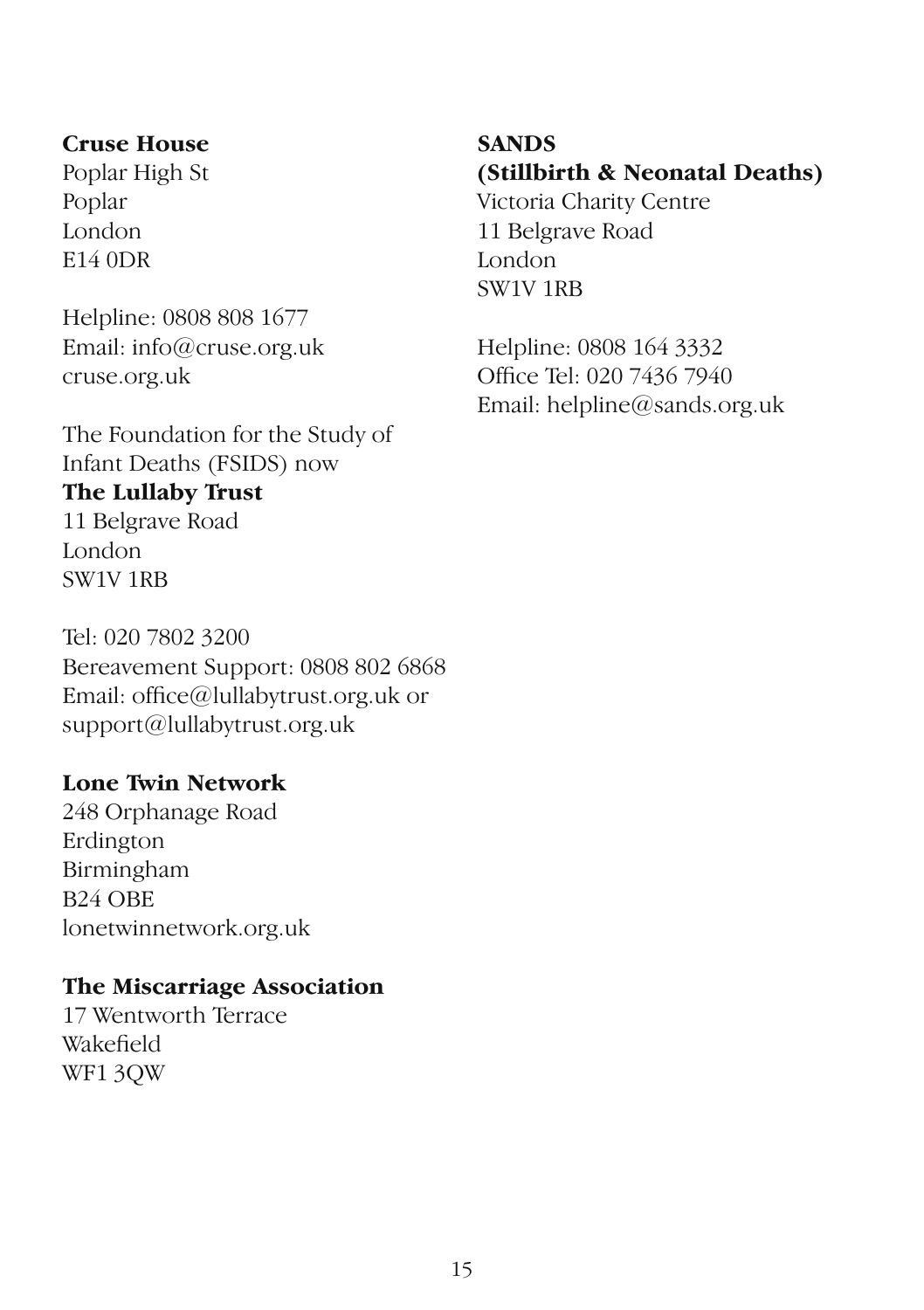**Cruse House**
Poplar High St
Poplar
London
E14 0DR

Helpline: 0808 808 1677
Email: info@cruse.org.uk
cruse.org.uk

The Foundation for the Study of Infant Deaths (FSIDS) now
**The Lullaby Trust**
11 Belgrave Road
London
SW1V 1RB

Tel: 020 7802 3200
Bereavement Support: 0808 802 6868
Email: office@lullabytrust.org.uk or support@lullabytrust.org.uk

**Lone Twin Network**
248 Orphanage Road
Erdington
Birmingham
B24 OBE
lonetwinnetwork.org.uk

**The Miscarriage Association**
17 Wentworth Terrace
Wakefield
WF1 3QW

**SANDS**
**(Stillbirth & Neonatal Deaths)**
Victoria Charity Centre
11 Belgrave Road
London
SW1V 1RB

Helpline: 0808 164 3332
Office Tel: 020 7436 7940
Email: helpline@sands.org.uk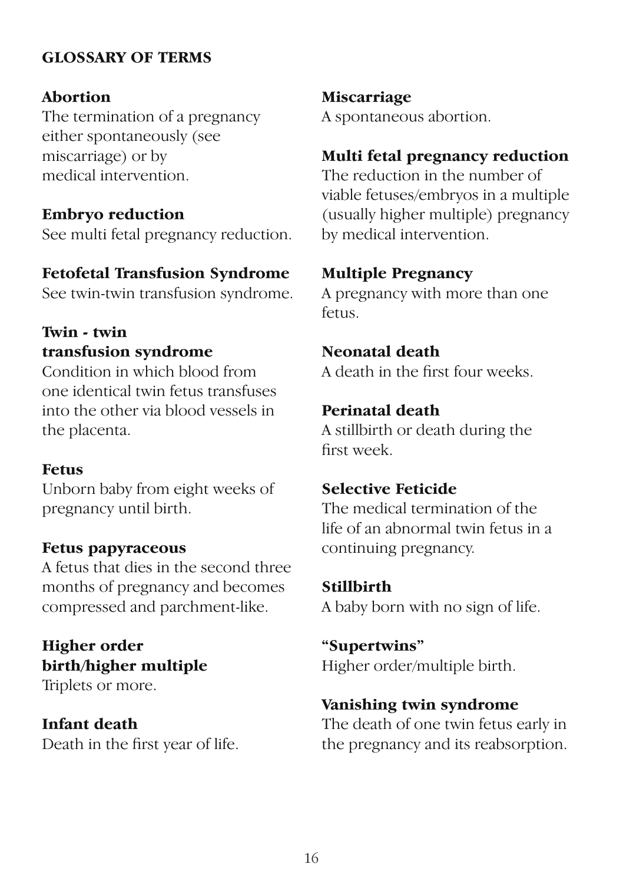## GLOSSARY OF TERMS

**Abortion**
The termination of a pregnancy either spontaneously (see miscarriage) or by medical intervention.

**Embryo reduction**
See multi fetal pregnancy reduction.

**Fetofetal Transfusion Syndrome**
See twin-twin transfusion syndrome.

**Twin - twin transfusion syndrome**
Condition in which blood from one identical twin fetus transfuses into the other via blood vessels in the placenta.

**Fetus**
Unborn baby from eight weeks of pregnancy until birth.

**Fetus papyraceous**
A fetus that dies in the second three months of pregnancy and becomes compressed and parchment-like.

**Higher order birth/higher multiple**
Triplets or more.

**Infant death**
Death in the first year of life.

**Miscarriage**
A spontaneous abortion.

**Multi fetal pregnancy reduction**
The reduction in the number of viable fetuses/embryos in a multiple (usually higher multiple) pregnancy by medical intervention.

**Multiple Pregnancy**
A pregnancy with more than one fetus.

**Neonatal death**
A death in the first four weeks.

**Perinatal death**
A stillbirth or death during the first week.

**Selective Feticide**
The medical termination of the life of an abnormal twin fetus in a continuing pregnancy.

**Stillbirth**
A baby born with no sign of life.

**"Supertwins"**
Higher order/multiple birth.

**Vanishing twin syndrome**
The death of one twin fetus early in the pregnancy and its reabsorption.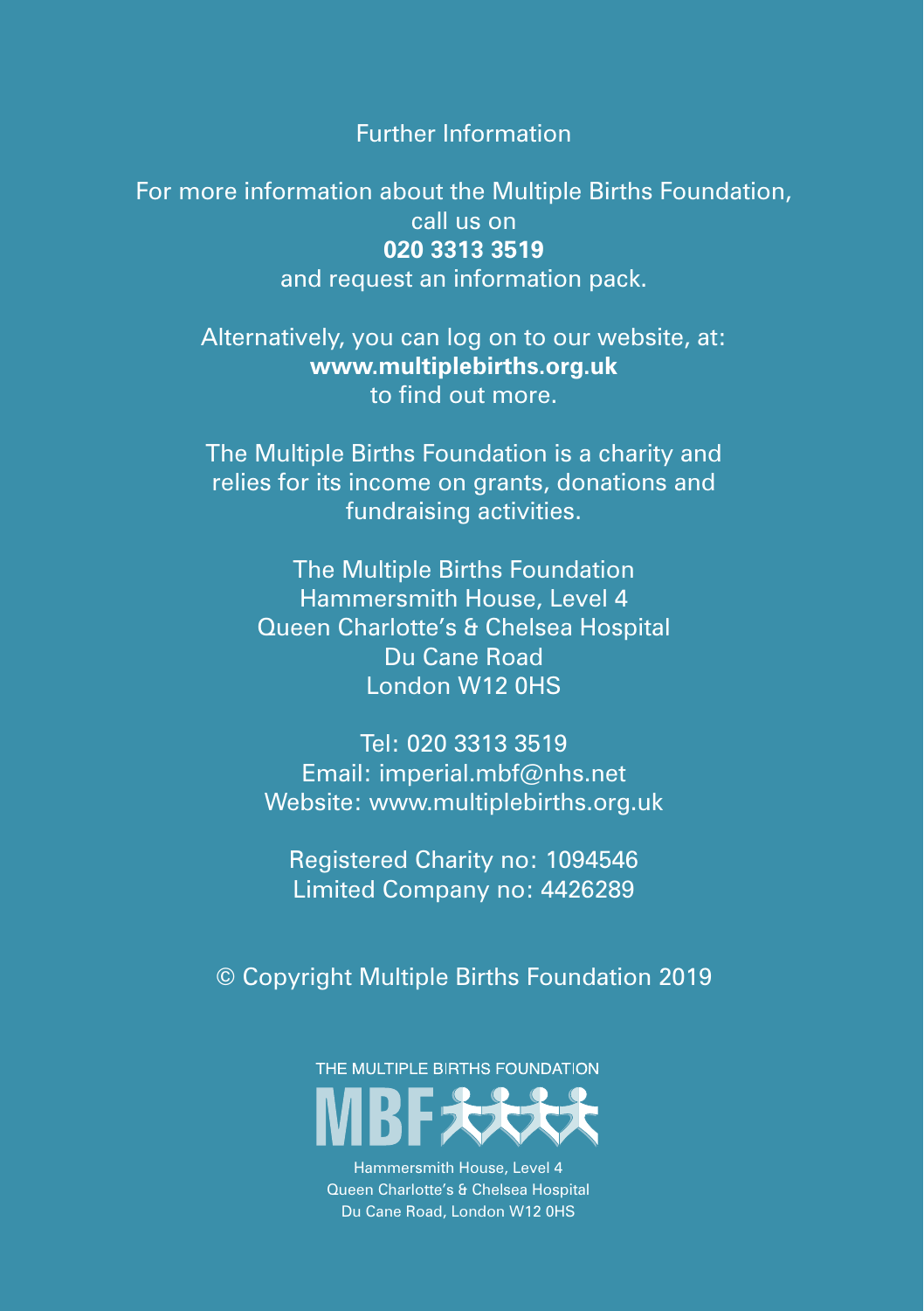## Further Information

For more information about the Multiple Births Foundation, call us on **020 3313 3519** and request an information pack.

Alternatively, you can log on to our website, at: **www.multiplebirths.org.uk** to find out more.

The Multiple Births Foundation is a charity and relies for its income on grants, donations and fundraising activities.

The Multiple Births Foundation
Hammersmith House, Level 4
Queen Charlotte's & Chelsea Hospital
Du Cane Road
London W12 0HS

Tel: 020 3313 3519
Email: imperial.mbf@nhs.net
Website: www.multiplebirths.org.uk

Registered Charity no: 1094546
Limited Company no: 4426289

© Copyright Multiple Births Foundation 2019

THE MULTIPLE BIRTHS FOUNDATION
MBF

Hammersmith House, Level 4
Queen Charlotte's & Chelsea Hospital
Du Cane Road, London W12 0HS